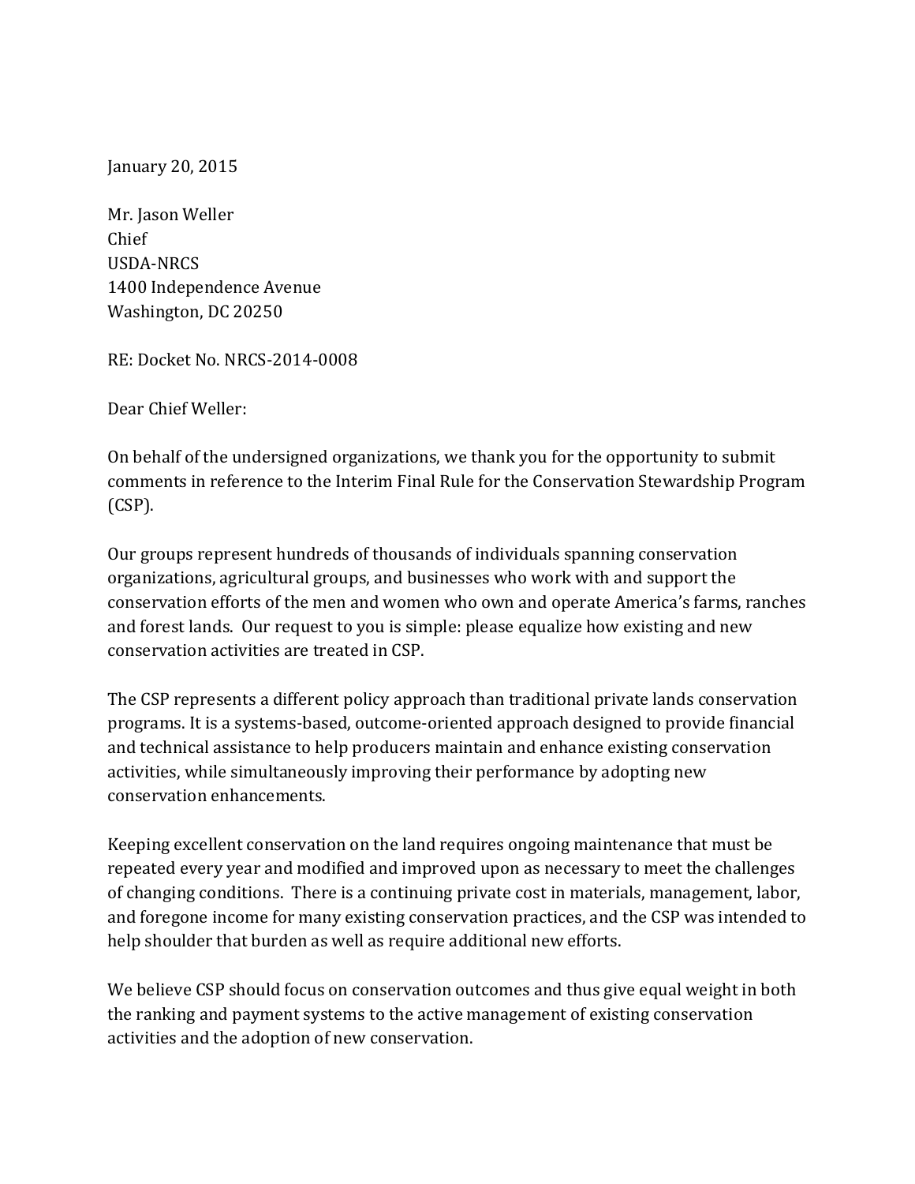January 20, 2015

Mr. Jason Weller
Chief
USDA-NRCS
1400 Independence Avenue
Washington, DC 20250

RE: Docket No. NRCS-2014-0008

Dear Chief Weller:

On behalf of the undersigned organizations, we thank you for the opportunity to submit comments in reference to the Interim Final Rule for the Conservation Stewardship Program (CSP).

Our groups represent hundreds of thousands of individuals spanning conservation organizations, agricultural groups, and businesses who work with and support the conservation efforts of the men and women who own and operate America's farms, ranches and forest lands. Our request to you is simple: please equalize how existing and new conservation activities are treated in CSP.

The CSP represents a different policy approach than traditional private lands conservation programs. It is a systems-based, outcome-oriented approach designed to provide financial and technical assistance to help producers maintain and enhance existing conservation activities, while simultaneously improving their performance by adopting new conservation enhancements.

Keeping excellent conservation on the land requires ongoing maintenance that must be repeated every year and modified and improved upon as necessary to meet the challenges of changing conditions. There is a continuing private cost in materials, management, labor, and foregone income for many existing conservation practices, and the CSP was intended to help shoulder that burden as well as require additional new efforts.

We believe CSP should focus on conservation outcomes and thus give equal weight in both the ranking and payment systems to the active management of existing conservation activities and the adoption of new conservation.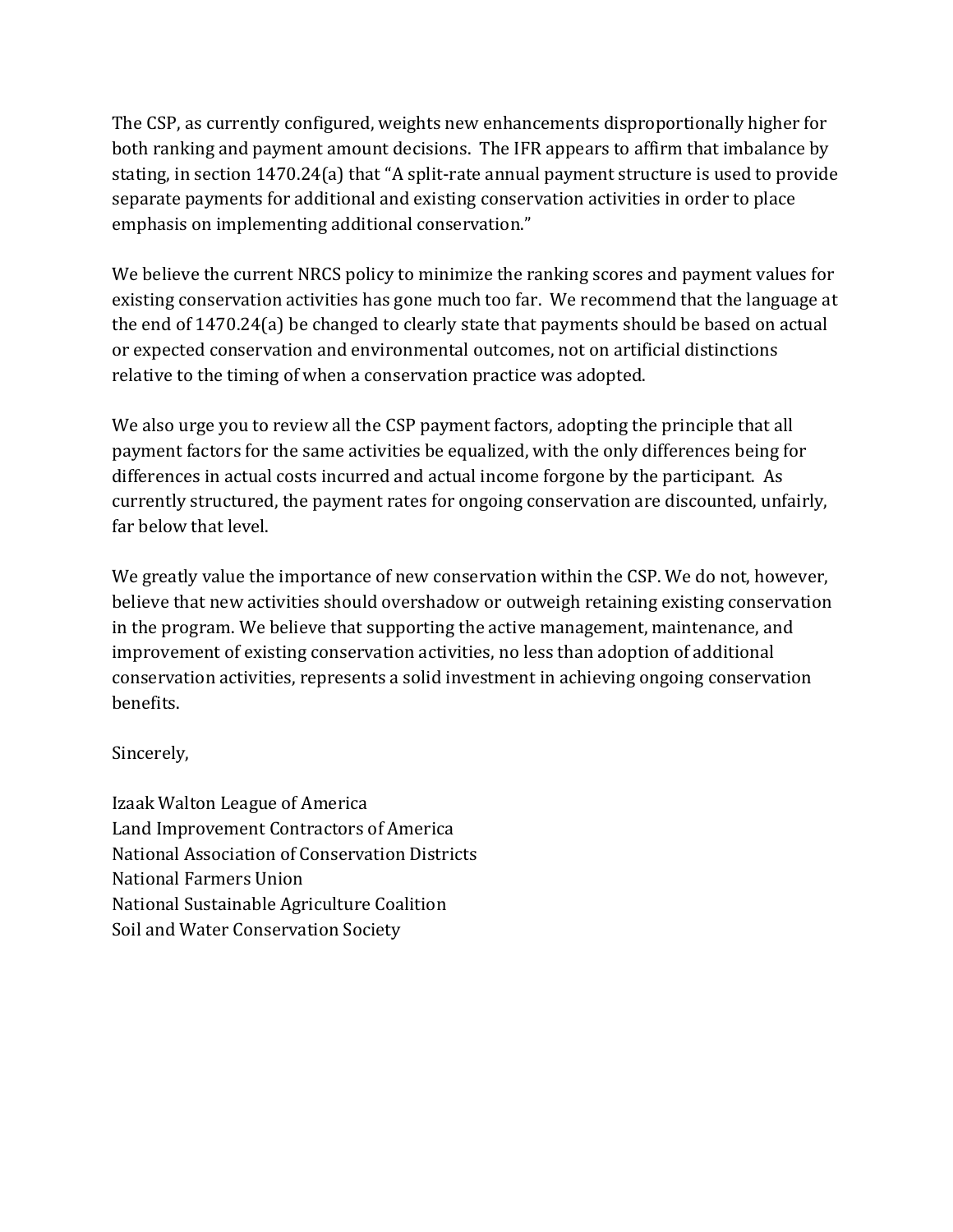The CSP, as currently configured, weights new enhancements disproportionally higher for both ranking and payment amount decisions. The IFR appears to affirm that imbalance by stating, in section 1470.24(a) that "A split-rate annual payment structure is used to provide separate payments for additional and existing conservation activities in order to place emphasis on implementing additional conservation."

We believe the current NRCS policy to minimize the ranking scores and payment values for existing conservation activities has gone much too far. We recommend that the language at the end of 1470.24(a) be changed to clearly state that payments should be based on actual or expected conservation and environmental outcomes, not on artificial distinctions relative to the timing of when a conservation practice was adopted.

We also urge you to review all the CSP payment factors, adopting the principle that all payment factors for the same activities be equalized, with the only differences being for differences in actual costs incurred and actual income forgone by the participant. As currently structured, the payment rates for ongoing conservation are discounted, unfairly, far below that level.

We greatly value the importance of new conservation within the CSP. We do not, however, believe that new activities should overshadow or outweigh retaining existing conservation in the program. We believe that supporting the active management, maintenance, and improvement of existing conservation activities, no less than adoption of additional conservation activities, represents a solid investment in achieving ongoing conservation benefits.

Sincerely,

Izaak Walton League of America
Land Improvement Contractors of America
National Association of Conservation Districts
National Farmers Union
National Sustainable Agriculture Coalition
Soil and Water Conservation Society